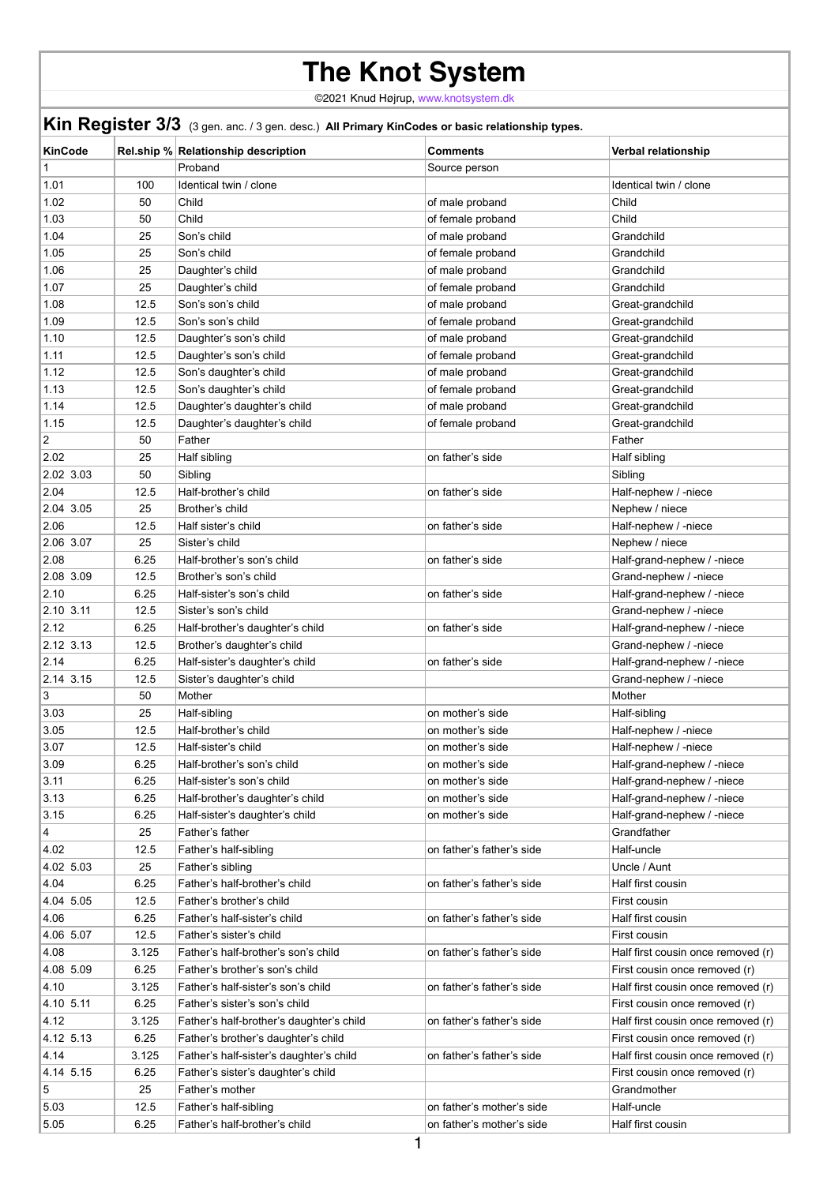# The Knot System

©2021 Knud Højrup, www.knotsystem.dk

## Kin Register 3/3 (3 gen. anc. / 3 gen. desc.) **All Primary KinCodes or basic relationship types.**

| KinCode | Rel.ship % | Relationship description | Comments | Verbal relationship |
|---|---|---|---|---|
| 1 | | Proband | Source person | |
| 1.01 | 100 | Identical twin / clone | | Identical twin / clone |
| 1.02 | 50 | Child | of male proband | Child |
| 1.03 | 50 | Child | of female proband | Child |
| 1.04 | 25 | Son's child | of male proband | Grandchild |
| 1.05 | 25 | Son's child | of female proband | Grandchild |
| 1.06 | 25 | Daughter's child | of male proband | Grandchild |
| 1.07 | 25 | Daughter's child | of female proband | Grandchild |
| 1.08 | 12.5 | Son's son's child | of male proband | Great-grandchild |
| 1.09 | 12.5 | Son's son's child | of female proband | Great-grandchild |
| 1.10 | 12.5 | Daughter's son's child | of male proband | Great-grandchild |
| 1.11 | 12.5 | Daughter's son's child | of female proband | Great-grandchild |
| 1.12 | 12.5 | Son's daughter's child | of male proband | Great-grandchild |
| 1.13 | 12.5 | Son's daughter's child | of female proband | Great-grandchild |
| 1.14 | 12.5 | Daughter's daughter's child | of male proband | Great-grandchild |
| 1.15 | 12.5 | Daughter's daughter's child | of female proband | Great-grandchild |
| 2 | 50 | Father | | Father |
| 2.02 | 25 | Half sibling | on father's side | Half sibling |
| 2.02 3.03 | 50 | Sibling | | Sibling |
| 2.04 | 12.5 | Half-brother's child | on father's side | Half-nephew / -niece |
| 2.04 3.05 | 25 | Brother's child | | Nephew / niece |
| 2.06 | 12.5 | Half sister's child | on father's side | Half-nephew / -niece |
| 2.06 3.07 | 25 | Sister's child | | Nephew / niece |
| 2.08 | 6.25 | Half-brother's son's child | on father's side | Half-grand-nephew / -niece |
| 2.08 3.09 | 12.5 | Brother's son's child | | Grand-nephew / -niece |
| 2.10 | 6.25 | Half-sister's son's child | on father's side | Half-grand-nephew / -niece |
| 2.10 3.11 | 12.5 | Sister's son's child | | Grand-nephew / -niece |
| 2.12 | 6.25 | Half-brother's daughter's child | on father's side | Half-grand-nephew / -niece |
| 2.12 3.13 | 12.5 | Brother's daughter's child | | Grand-nephew / -niece |
| 2.14 | 6.25 | Half-sister's daughter's child | on father's side | Half-grand-nephew / -niece |
| 2.14 3.15 | 12.5 | Sister's daughter's child | | Grand-nephew / -niece |
| 3 | 50 | Mother | | Mother |
| 3.03 | 25 | Half-sibling | on mother's side | Half-sibling |
| 3.05 | 12.5 | Half-brother's child | on mother's side | Half-nephew / -niece |
| 3.07 | 12.5 | Half-sister's child | on mother's side | Half-nephew / -niece |
| 3.09 | 6.25 | Half-brother's son's child | on mother's side | Half-grand-nephew / -niece |
| 3.11 | 6.25 | Half-sister's son's child | on mother's side | Half-grand-nephew / -niece |
| 3.13 | 6.25 | Half-brother's daughter's child | on mother's side | Half-grand-nephew / -niece |
| 3.15 | 6.25 | Half-sister's daughter's child | on mother's side | Half-grand-nephew / -niece |
| 4 | 25 | Father's father | | Grandfather |
| 4.02 | 12.5 | Father's half-sibling | on father's father's side | Half-uncle |
| 4.02 5.03 | 25 | Father's sibling | | Uncle / Aunt |
| 4.04 | 6.25 | Father's half-brother's child | on father's father's side | Half first cousin |
| 4.04 5.05 | 12.5 | Father's brother's child | | First cousin |
| 4.06 | 6.25 | Father's half-sister's child | on father's father's side | Half first cousin |
| 4.06 5.07 | 12.5 | Father's sister's child | | First cousin |
| 4.08 | 3.125 | Father's half-brother's son's child | on father's father's side | Half first cousin once removed (r) |
| 4.08 5.09 | 6.25 | Father's brother's son's child | | First cousin once removed (r) |
| 4.10 | 3.125 | Father's half-sister's son's child | on father's father's side | Half first cousin once removed (r) |
| 4.10 5.11 | 6.25 | Father's sister's son's child | | First cousin once removed (r) |
| 4.12 | 3.125 | Father's half-brother's daughter's child | on father's father's side | Half first cousin once removed (r) |
| 4.12 5.13 | 6.25 | Father's brother's daughter's child | | First cousin once removed (r) |
| 4.14 | 3.125 | Father's half-sister's daughter's child | on father's father's side | Half first cousin once removed (r) |
| 4.14 5.15 | 6.25 | Father's sister's daughter's child | | First cousin once removed (r) |
| 5 | 25 | Father's mother | | Grandmother |
| 5.03 | 12.5 | Father's half-sibling | on father's mother's side | Half-uncle |
| 5.05 | 6.25 | Father's half-brother's child | on father's mother's side | Half first cousin |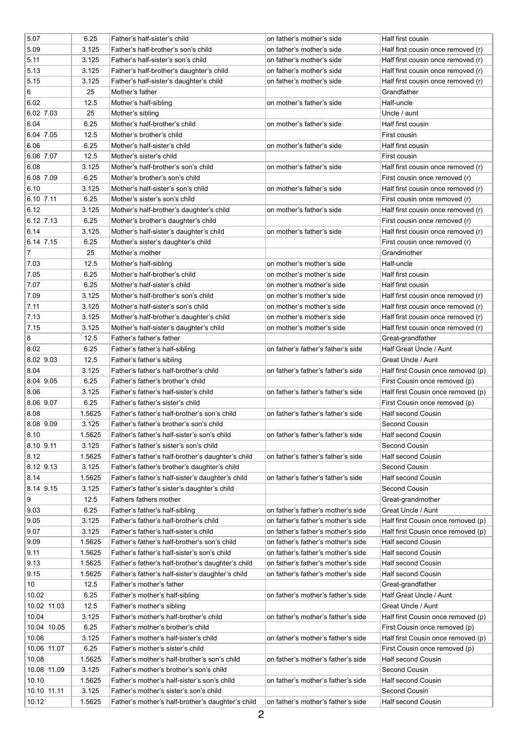| 5.07 | 6.25 | Father's half-sister's child | on father's mother's side | Half first cousin |
|---|---|---|---|---|
| 5.09 | 3.125 | Father's half-brother's son's child | on father's mother's side | Half first cousin once removed (r) |
| 5.11 | 3.125 | Father's half-sister's son's child | on father's mother's side | Half first cousin once removed (r) |
| 5.13 | 3.125 | Father's half-brother's daughter's child | on father's mother's side | Half first cousin once removed (r) |
| 5.15 | 3.125 | Father's half-sister's daughter's child | on father's mother's side | Half first cousin once removed (r) |
| 6 | 25 | Mother's father | | Grandfather |
| 6.02 | 12.5 | Mother's half-sibling | on mother's father's side | Half-uncle |
| 6.02 7.03 | 25 | Mother's sibling | | Uncle / aunt |
| 6.04 | 6.25 | Mother's half-brother's child | on mother's father's side | Half first cousin |
| 6.04 7.05 | 12.5 | Mother's brother's child | | First cousin |
| 6.06 | 6.25 | Mother's half-sister's child | on mother's father's side | Half first cousin |
| 6.06 7.07 | 12.5 | Mother's sister's child | | First cousin |
| 6.08 | 3.125 | Mother's half-brother's son's child | on mother's father's side | Half first cousin once removed (r) |
| 6.08 7.09 | 6.25 | Mother's brother's son's child | | First cousin once removed (r) |
| 6.10 | 3.125 | Mother's half-sister's son's child | on mother's father's side | Half first cousin once removed (r) |
| 6.10 7.11 | 6.25 | Mother's sister's son's child | | First cousin once removed (r) |
| 6.12 | 3.125 | Mother's half-brother's daughter's child | on mother's father's side | Half first cousin once removed (r) |
| 6.12 7.13 | 6.25 | Mother's brother's daughter's child | | First cousin once removed (r) |
| 6.14 | 3.125 | Mother's half-sister's daughter's child | on mother's father's side | Half first cousin once removed (r) |
| 6.14 7.15 | 6.25 | Mother's sister's daughter's child | | First cousin once removed (r) |
| 7 | 25 | Mother's mother | | Grandmother |
| 7.03 | 12.5 | Mother's half-sibling | on mother's mother's side | Half-uncle |
| 7.05 | 6.25 | Mother's half-brother's child | on mother's mother's side | Half first cousin |
| 7.07 | 6.25 | Mother's half-sister's child | on mother's mother's side | Half first cousin |
| 7.09 | 3.125 | Mother's half-brother's son's child | on mother's mother's side | Half first cousin once removed (r) |
| 7.11 | 3.125 | Mother's half-sister's son's child | on mother's mother's side | Half first cousin once removed (r) |
| 7.13 | 3.125 | Mother's half-brother's daughter's child | on mother's mother's side | Half first cousin once removed (r) |
| 7.15 | 3.125 | Mother's half-sister's daughter's child | on mother's mother's side | Half first cousin once removed (r) |
| 8 | 12.5 | Father's father's father | | Great-grandfather |
| 8.02 | 6.25 | Father's father's half-sibling | on father's father's father's side | Half Great Uncle / Aunt |
| 8.02 9.03 | 12.5 | Father's father's sibling | | Great Uncle / Aunt |
| 8.04 | 3.125 | Father's father's half-brother's child | on father's father's father's side | Half first Cousin once removed (p) |
| 8.04 9.05 | 6.25 | Father's father's brother's child | | First Cousin once removed (p) |
| 8.06 | 3.125 | Father's father's half-sister's child | on father's father's father's side | Half first Cousin once removed (p) |
| 8.06 9.07 | 6.25 | Father's father's sister's child | | First Cousin once removed (p) |
| 8.08 | 1.5625 | Father's father's half-brother's son's child | on father's father's father's side | Half second Cousin |
| 8.08 9.09 | 3.125 | Father's father's brother's son's child | | Second Cousin |
| 8.10 | 1.5625 | Father's father's half-sister's son's child | on father's father's father's side | Half second Cousin |
| 8.10 9.11 | 3.125 | Father's father's sister's son's child | | Second Cousin |
| 8.12 | 1.5625 | Father's father's half-brother's daughter's child | on father's father's father's side | Half second Cousin |
| 8.12 9.13 | 3.125 | Father's father's brother's daughter's child | | Second Cousin |
| 8.14 | 1.5625 | Father's father's half-sister's daughter's child | on father's father's father's side | Half second Cousin |
| 8.14 9.15 | 3.125 | Father's father's sister's daughter's child | | Second Cousin |
| 9 | 12.5 | Fathers fathers mother | | Great-grandmother |
| 9.03 | 6.25 | Father's father's half-sibling | on father's father's mother's side | Great Uncle / Aunt |
| 9.05 | 3.125 | Father's father's half-brother's child | on father's father's mother's side | Half first Cousin once removed (p) |
| 9.07 | 3.125 | Father's father's half-sister's child | on father's father's mother's side | Half first Cousin once removed (p) |
| 9.09 | 1.5625 | Father's father's half-brother's son's child | on father's father's mother's side | Half second Cousin |
| 9.11 | 1.5625 | Father's father's half-sister's son's child | on father's father's mother's side | Half second Cousin |
| 9.13 | 1.5625 | Father's father's half-brother's daughter's child | on father's father's mother's side | Half second Cousin |
| 9.15 | 1.5625 | Father's father's half-sister's daughter's child | on father's father's mother's side | Half second Cousin |
| 10 | 12.5 | Father's mother's father | | Great-grandfather |
| 10.02 | 6.25 | Father's mother's half-sibling | on father's mother's father's side | Half Great Uncle / Aunt |
| 10.02 11.03 | 12.5 | Father's mother's sibling | | Great Uncle / Aunt |
| 10.04 | 3.125 | Father's mother's half-brother's child | on father's mother's father's side | Half first Cousin once removed (p) |
| 10.04 10.05 | 6.25 | Father's mother's brother's child | | First Cousin once removed (p) |
| 10.06 | 3.125 | Father's mother's half-sister's child | on father's mother's father's side | Half first Cousin once removed (p) |
| 10.06 11.07 | 6.25 | Father's mother's sister's child | | First Cousin once removed (p) |
| 10.08 | 1.5625 | Father's mother's half-brother's son's child | on father's mother's father's side | Half second Cousin |
| 10.08 11.09 | 3.125 | Father's mother's brother's son's child | | Second Cousin |
| 10.10 | 1.5625 | Father's mother's half-sister's son's child | on father's mother's father's side | Half second Cousin |
| 10.10 11.11 | 3.125 | Father's mother's sister's son's child | | Second Cousin |
| 10.12 | 1.5625 | Father's mother's half-brother's daughter's child | on father's mother's father's side | Half second Cousin |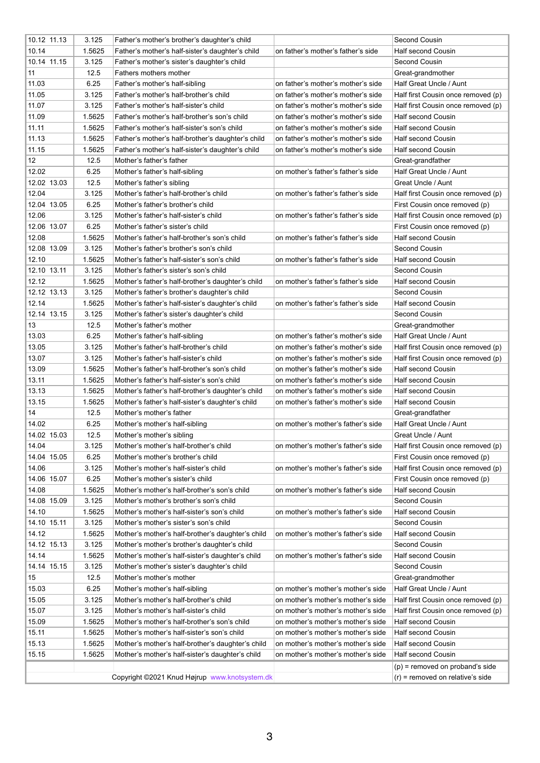| | | | | |
|---|---|---|---|---|
| 10.12 11.13 | 3.125 | Father's mother's brother's daughter's child | | Second Cousin |
| 10.14 | 1.5625 | Father's mother's half-sister's daughter's child | on father's mother's father's side | Half second Cousin |
| 10.14 11.15 | 3.125 | Father's mother's sister's daughter's child | | Second Cousin |
| 11 | 12.5 | Fathers mothers mother | | Great-grandmother |
| 11.03 | 6.25 | Father's mother's half-sibling | on father's mother's mother's side | Half Great Uncle / Aunt |
| 11.05 | 3.125 | Father's mother's half-brother's child | on father's mother's mother's side | Half first Cousin once removed (p) |
| 11.07 | 3.125 | Father's mother's half-sister's child | on father's mother's mother's side | Half first Cousin once removed (p) |
| 11.09 | 1.5625 | Father's mother's half-brother's son's child | on father's mother's mother's side | Half second Cousin |
| 11.11 | 1.5625 | Father's mother's half-sister's son's child | on father's mother's mother's side | Half second Cousin |
| 11.13 | 1.5625 | Father's mother's half-brother's daughter's child | on father's mother's mother's side | Half second Cousin |
| 11.15 | 1.5625 | Father's mother's half-sister's daughter's child | on father's mother's mother's side | Half second Cousin |
| 12 | 12.5 | Mother's father's father | | Great-grandfather |
| 12.02 | 6.25 | Mother's father's half-sibling | on mother's father's father's side | Half Great Uncle / Aunt |
| 12.02 13.03 | 12.5 | Mother's father's sibling | | Great Uncle / Aunt |
| 12.04 | 3.125 | Mother's father's half-brother's child | on mother's father's father's side | Half first Cousin once removed (p) |
| 12.04 13.05 | 6.25 | Mother's father's brother's child | | First Cousin once removed (p) |
| 12.06 | 3.125 | Mother's father's half-sister's child | on mother's father's father's side | Half first Cousin once removed (p) |
| 12.06 13.07 | 6.25 | Mother's father's sister's child | | First Cousin once removed (p) |
| 12.08 | 1.5625 | Mother's father's half-brother's son's child | on mother's father's father's side | Half second Cousin |
| 12.08 13.09 | 3.125 | Mother's father's brother's son's child | | Second Cousin |
| 12.10 | 1.5625 | Mother's father's half-sister's son's child | on mother's father's father's side | Half second Cousin |
| 12.10 13.11 | 3.125 | Mother's father's sister's son's child | | Second Cousin |
| 12.12 | 1.5625 | Mother's father's half-brother's daughter's child | on mother's father's father's side | Half second Cousin |
| 12.12 13.13 | 3.125 | Mother's father's brother's daughter's child | | Second Cousin |
| 12.14 | 1.5625 | Mother's father's half-sister's daughter's child | on mother's father's father's side | Half second Cousin |
| 12.14 13.15 | 3.125 | Mother's father's sister's daughter's child | | Second Cousin |
| 13 | 12.5 | Mother's father's mother | | Great-grandmother |
| 13.03 | 6.25 | Mother's father's half-sibling | on mother's father's mother's side | Half Great Uncle / Aunt |
| 13.05 | 3.125 | Mother's father's half-brother's child | on mother's father's mother's side | Half first Cousin once removed (p) |
| 13.07 | 3.125 | Mother's father's half-sister's child | on mother's father's mother's side | Half first Cousin once removed (p) |
| 13.09 | 1.5625 | Mother's father's half-brother's son's child | on mother's father's mother's side | Half second Cousin |
| 13.11 | 1.5625 | Mother's father's half-sister's son's child | on mother's father's mother's side | Half second Cousin |
| 13.13 | 1.5625 | Mother's father's half-brother's daughter's child | on mother's father's mother's side | Half second Cousin |
| 13.15 | 1.5625 | Mother's father's half-sister's daughter's child | on mother's father's mother's side | Half second Cousin |
| 14 | 12.5 | Mother's mother's father | | Great-grandfather |
| 14.02 | 6.25 | Mother's mother's half-sibling | on mother's mother's father's side | Half Great Uncle / Aunt |
| 14.02 15.03 | 12.5 | Mother's mother's sibling | | Great Uncle / Aunt |
| 14.04 | 3.125 | Mother's mother's half-brother's child | on mother's mother's father's side | Half first Cousin once removed (p) |
| 14.04 15.05 | 6.25 | Mother's mother's brother's child | | First Cousin once removed (p) |
| 14.06 | 3.125 | Mother's mother's half-sister's child | on mother's mother's father's side | Half first Cousin once removed (p) |
| 14.06 15.07 | 6.25 | Mother's mother's sister's child | | First Cousin once removed (p) |
| 14.08 | 1.5625 | Mother's mother's half-brother's son's child | on mother's mother's father's side | Half second Cousin |
| 14.08 15.09 | 3.125 | Mother's mother's brother's son's child | | Second Cousin |
| 14.10 | 1.5625 | Mother's mother's half-sister's son's child | on mother's mother's father's side | Half second Cousin |
| 14.10 15.11 | 3.125 | Mother's mother's sister's son's child | | Second Cousin |
| 14.12 | 1.5625 | Mother's mother's half-brother's daughter's child | on mother's mother's father's side | Half second Cousin |
| 14.12 15.13 | 3.125 | Mother's mother's brother's daughter's child | | Second Cousin |
| 14.14 | 1.5625 | Mother's mother's half-sister's daughter's child | on mother's mother's father's side | Half second Cousin |
| 14.14 15.15 | 3.125 | Mother's mother's sister's daughter's child | | Second Cousin |
| 15 | 12.5 | Mother's mother's mother | | Great-grandmother |
| 15.03 | 6.25 | Mother's mother's half-sibling | on mother's mother's mother's side | Half Great Uncle / Aunt |
| 15.05 | 3.125 | Mother's mother's half-brother's child | on mother's mother's mother's side | Half first Cousin once removed (p) |
| 15.07 | 3.125 | Mother's mother's half-sister's child | on mother's mother's mother's side | Half first Cousin once removed (p) |
| 15.09 | 1.5625 | Mother's mother's half-brother's son's child | on mother's mother's mother's side | Half second Cousin |
| 15.11 | 1.5625 | Mother's mother's half-sister's son's child | on mother's mother's mother's side | Half second Cousin |
| 15.13 | 1.5625 | Mother's mother's half-brother's daughter's child | on mother's mother's mother's side | Half second Cousin |
| 15.15 | 1.5625 | Mother's mother's half-sister's daughter's child | on mother's mother's mother's side | Half second Cousin |
| | | | | (p) = removed on proband's side |
| | | Copyright ©2021 Knud Højrup www.knotsystem.dk | | (r) = removed on relative's side |